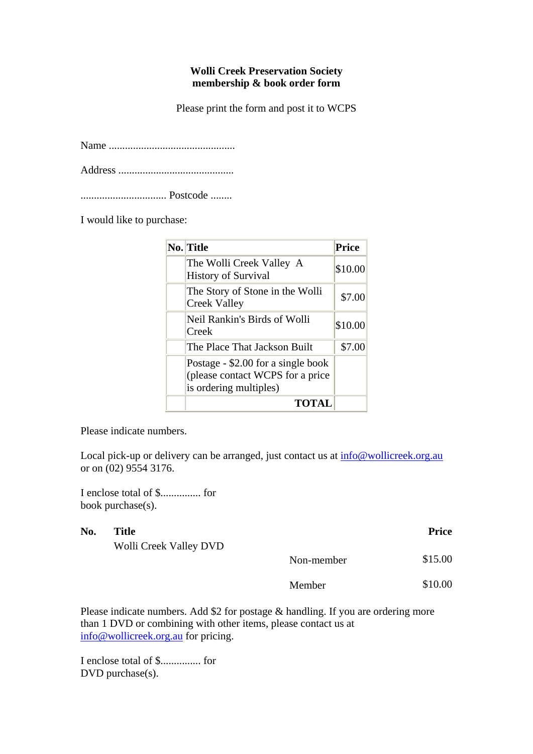**Wolli Creek Preservation Society**
**membership & book order form**

Please print the form and post it to WCPS

Name ...............................................

Address ...........................................

................................ Postcode ........

I would like to purchase:

| No. | Title | Price |
|---|---|---|
| | The Wolli Creek Valley A History of Survival | $10.00 |
| | The Story of Stone in the Wolli Creek Valley | $7.00 |
| | Neil Rankin's Birds of Wolli Creek | $10.00 |
| | The Place That Jackson Built | $7.00 |
| | Postage - $2.00 for a single book (please contact WCPS for a price is ordering multiples) | |
| | **TOTAL** | |

Please indicate numbers.

Local pick-up or delivery can be arranged, just contact us at info@wollicreek.org.au or on (02) 9554 3176.

I enclose total of $............... for book purchase(s).

| No. | Title | | Price |
|---|---|---|---|
| | Wolli Creek Valley DVD | | |
| | | Non-member | $15.00 |
| | | Member | $10.00 |

Please indicate numbers. Add $2 for postage & handling. If you are ordering more than 1 DVD or combining with other items, please contact us at info@wollicreek.org.au for pricing.

I enclose total of $............... for DVD purchase(s).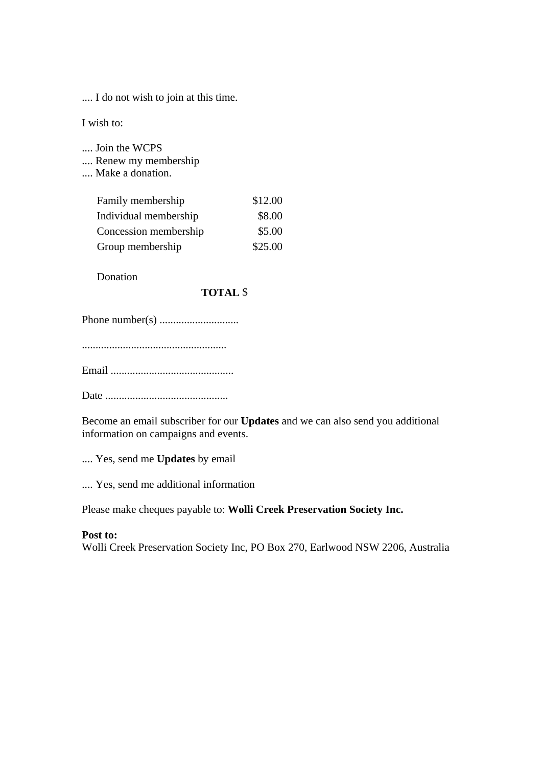.... I do not wish to join at this time.

I wish to:

.... Join the WCPS  
.... Renew my membership  
.... Make a donation.

| | |
|---|---|
| Family membership | $12.00 |
| Individual membership | $8.00 |
| Concession membership | $5.00 |
| Group membership | $25.00 |
| | |
| Donation | |
| **TOTAL** $ | |

Phone number(s) .............................

....................................................

Email .............................................

Date .............................................

Become an email subscriber for our **Updates** and we can also send you additional information on campaigns and events.

.... Yes, send me **Updates** by email

.... Yes, send me additional information

Please make cheques payable to: **Wolli Creek Preservation Society Inc.**

**Post to:**  
Wolli Creek Preservation Society Inc, PO Box 270, Earlwood NSW 2206, Australia